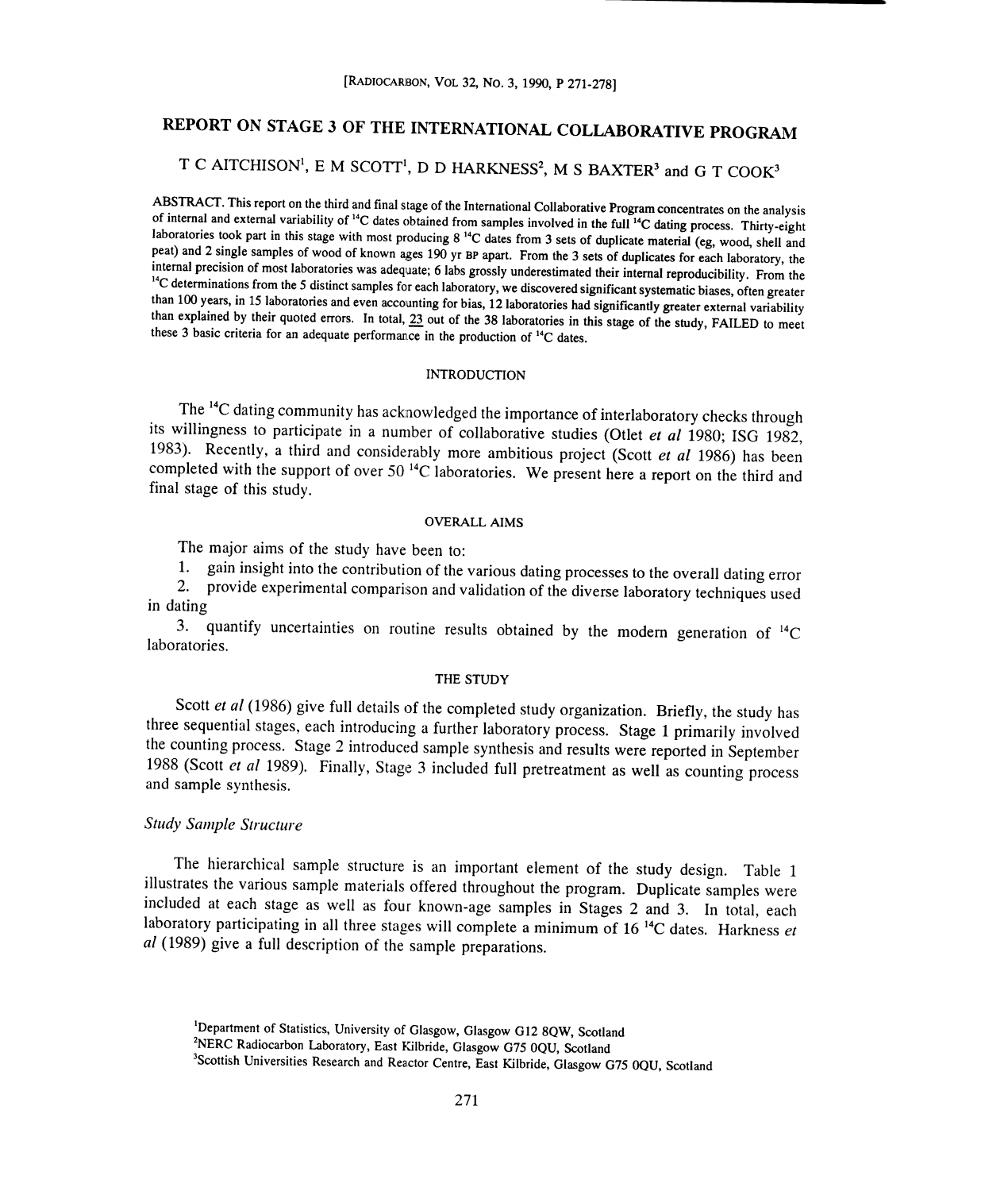# REPORT ON STAGE 3 OF THE INTERNATIONAL COLLABORATIVE PROGRAM

T C AITCHISON[1], E M SCOTT[1], D D HARKNESS[2], M S BAXTER[3] and G T COOK[3]

ABSTRACT. This report on the third and final stage of the International Collaborative Program concentrates on the analysis of internal and external variability of $^{14}C$ dates obtained from samples involved in the full $^{14}C$ dating process. Thirty-eight laboratories took part in this stage with most producing 8 $^{14}C$ dates from 3 sets of duplicate material (eg, wood, shell and peat) and 2 single samples of wood of known ages 190 yr BP apart. From the 3 sets of duplicates for each laboratory, the internal precision of most laboratories was adequate; 6 labs grossly underestimated their internal reproducibility. From the $^{14}C$ determinations from the 5 distinct samples for each laboratory, we discovered significant systematic biases, often greater than 100 years, in 15 laboratories and even accounting for bias, 12 laboratories had significantly greater external variability than explained by their quoted errors. In total, 23 out of the 38 laboratories in this stage of the study, FAILED to meet these 3 basic criteria for an adequate performance in the production of $^{14}C$ dates.

## INTRODUCTION

The $^{14}C$ dating community has acknowledged the importance of interlaboratory checks through its willingness to participate in a number of collaborative studies (Otlet *et al* 1980; ISG 1982, 1983). Recently, a third and considerably more ambitious project (Scott *et al* 1986) has been completed with the support of over 50 $^{14}C$ laboratories. We present here a report on the third and final stage of this study.

## OVERALL AIMS

The major aims of the study have been to:

1. gain insight into the contribution of the various dating processes to the overall dating error
2. provide experimental comparison and validation of the diverse laboratory techniques used in dating
3. quantify uncertainties on routine results obtained by the modern generation of $^{14}C$ laboratories.

## THE STUDY

Scott *et al* (1986) give full details of the completed study organization. Briefly, the study has three sequential stages, each introducing a further laboratory process. Stage 1 primarily involved the counting process. Stage 2 introduced sample synthesis and results were reported in September 1988 (Scott *et al* 1989). Finally, Stage 3 included full pretreatment as well as counting process and sample synthesis.

### *Study Sample Structure*

The hierarchical sample structure is an important element of the study design. Table 1 illustrates the various sample materials offered throughout the program. Duplicate samples were included at each stage as well as four known-age samples in Stages 2 and 3. In total, each laboratory participating in all three stages will complete a minimum of 16 $^{14}C$ dates. Harkness *et al* (1989) give a full description of the sample preparations.

[1]Department of Statistics, University of Glasgow, Glasgow G12 8QW, Scotland
[2]NERC Radiocarbon Laboratory, East Kilbride, Glasgow G75 0QU, Scotland
[3]Scottish Universities Research and Reactor Centre, East Kilbride, Glasgow G75 0QU, Scotland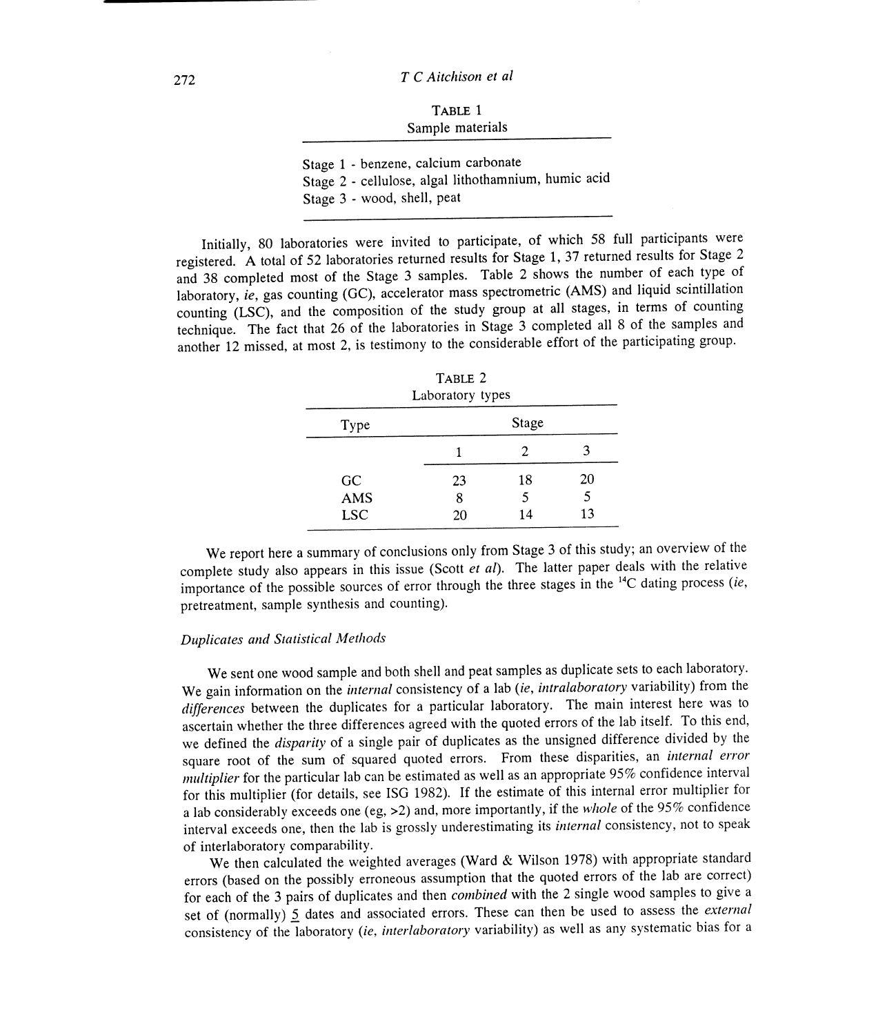TABLE 1
Sample materials

| |
|---|
| Stage 1 - benzene, calcium carbonate |
| Stage 2 - cellulose, algal lithothamnium, humic acid |
| Stage 3 - wood, shell, peat |

Initially, 80 laboratories were invited to participate, of which 58 full participants were registered. A total of 52 laboratories returned results for Stage 1, 37 returned results for Stage 2 and 38 completed most of the Stage 3 samples. Table 2 shows the number of each type of laboratory, *ie*, gas counting (GC), accelerator mass spectrometric (AMS) and liquid scintillation counting (LSC), and the composition of the study group at all stages, in terms of counting technique. The fact that 26 of the laboratories in Stage 3 completed all 8 of the samples and another 12 missed, at most 2, is testimony to the considerable effort of the participating group.

TABLE 2
Laboratory types

| Type | Stage | | |
|---|---|---|---|
| | 1 | 2 | 3 |
| GC | 23 | 18 | 20 |
| AMS | 8 | 5 | 5 |
| LSC | 20 | 14 | 13 |

We report here a summary of conclusions only from Stage 3 of this study; an overview of the complete study also appears in this issue (Scott *et al*). The latter paper deals with the relative importance of the possible sources of error through the three stages in the $^{14}C$ dating process (*ie*, pretreatment, sample synthesis and counting).

### *Duplicates and Statistical Methods*

We sent one wood sample and both shell and peat samples as duplicate sets to each laboratory. We gain information on the *internal* consistency of a lab (*ie*, *intralaboratory* variability) from the *differences* between the duplicates for a particular laboratory. The main interest here was to ascertain whether the three differences agreed with the quoted errors of the lab itself. To this end, we defined the *disparity* of a single pair of duplicates as the unsigned difference divided by the square root of the sum of squared quoted errors. From these disparities, an *internal error multiplier* for the particular lab can be estimated as well as an appropriate 95% confidence interval for this multiplier (for details, see ISG 1982). If the estimate of this internal error multiplier for a lab considerably exceeds one (eg, >2) and, more importantly, if the *whole* of the 95% confidence interval exceeds one, then the lab is grossly underestimating its *internal* consistency, not to speak of interlaboratory comparability.

We then calculated the weighted averages (Ward & Wilson 1978) with appropriate standard errors (based on the possibly erroneous assumption that the quoted errors of the lab are correct) for each of the 3 pairs of duplicates and then *combined* with the 2 single wood samples to give a set of (normally) 5 dates and associated errors. These can then be used to assess the *external* consistency of the laboratory (*ie*, *interlaboratory* variability) as well as any systematic bias for a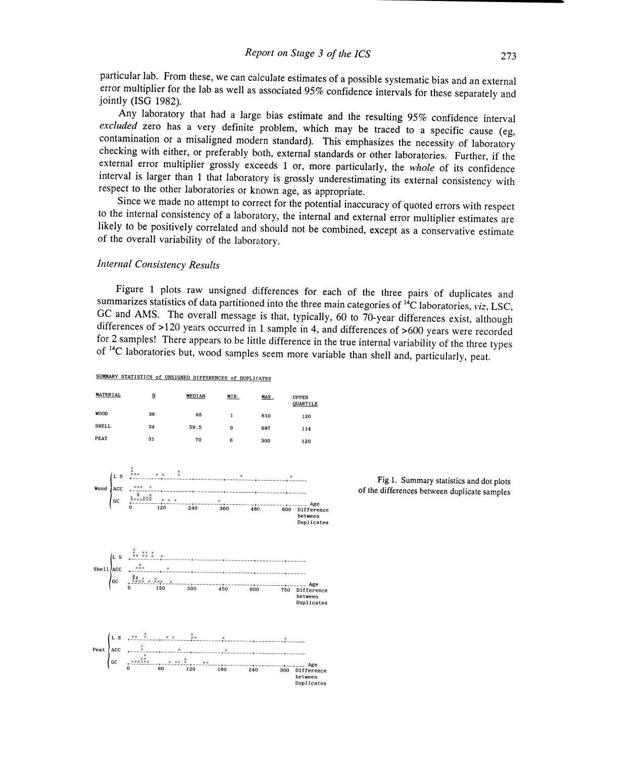particular lab. From these, we can calculate estimates of a possible systematic bias and an external error multiplier for the lab as well as associated 95% confidence intervals for these separately and jointly (ISG 1982).

Any laboratory that had a large bias estimate and the resulting 95% confidence interval *excluded* zero has a very definite problem, which may be traced to a specific cause (eg, contamination or a misaligned modern standard). This emphasizes the necessity of laboratory checking with either, or preferably both, external standards or other laboratories. Further, if the external error multiplier grossly exceeds 1 or, more particularly, the *whole* of its confidence interval is larger than 1 that laboratory is grossly underestimating its external consistency with respect to the other laboratories or known age, as appropriate.

Since we made no attempt to correct for the potential inaccuracy of quoted errors with respect to the internal consistency of a laboratory, the internal and external error multiplier estimates are likely to be positively correlated and should not be combined, except as a conservative estimate of the overall variability of the laboratory.

### *Internal Consistency Results*

Figure 1 plots raw unsigned differences for each of the three pairs of duplicates and summarizes statistics of data partitioned into the three main categories of $^{14}C$ laboratories, *viz*, LSC, GC and AMS. The overall message is that, typically, 60 to 70-year differences exist, although differences of >120 years occurred in 1 sample in 4, and differences of >600 years were recorded for 2 samples! There appears to be little difference in the true internal variability of the three types of $^{14}C$ laboratories but, wood samples seem more variable than shell and, particularly, peat.

SUMMARY STATISTICS of UNSIGNED DIFFERENCES of DUPLICATES

| MATERIAL | N | MEDIAN | MIN. | MAX. | UPPER QUARTILE |
|---|---|---|---|---|---|
| WOOD | 36 | 65 | 1 | 610 | 120 |
| SHELL | 34 | 59.5 | 0 | 697 | 114 |
| PEAT | 31 | 70 | 6 | 300 | 120 |

Fig 1. Summary statistics and dot plots of the differences between duplicate samples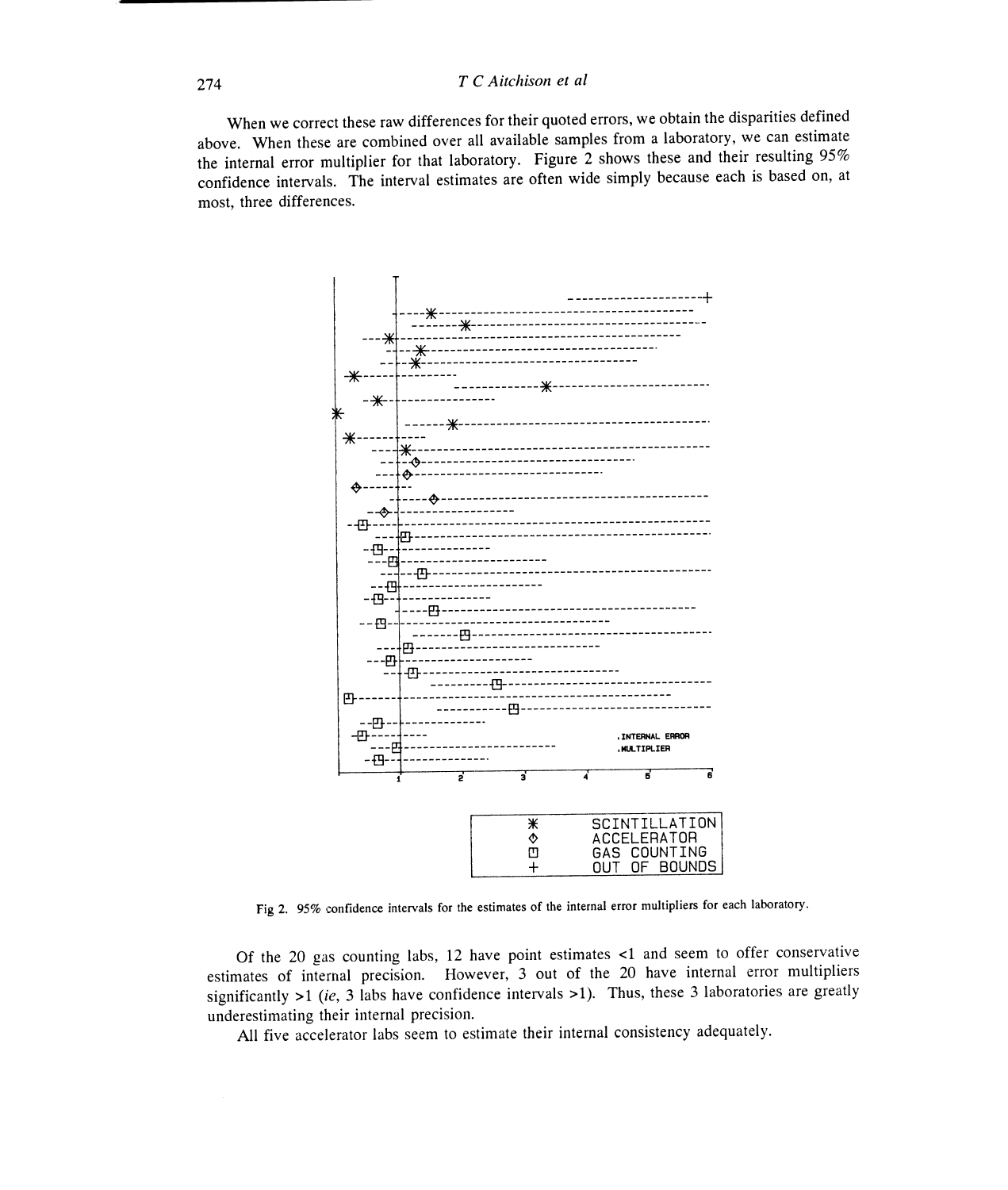When we correct these raw differences for their quoted errors, we obtain the disparities defined above. When these are combined over all available samples from a laboratory, we can estimate the internal error multiplier for that laboratory. Figure 2 shows these and their resulting 95% confidence intervals. The interval estimates are often wide simply because each is based on, at most, three differences.

Fig 2. 95% confidence intervals for the estimates of the internal error multipliers for each laboratory.

Of the 20 gas counting labs, 12 have point estimates <1 and seem to offer conservative estimates of internal precision. However, 3 out of the 20 have internal error multipliers significantly >1 (*ie*, 3 labs have confidence intervals >1). Thus, these 3 laboratories are greatly underestimating their internal precision.

All five accelerator labs seem to estimate their internal consistency adequately.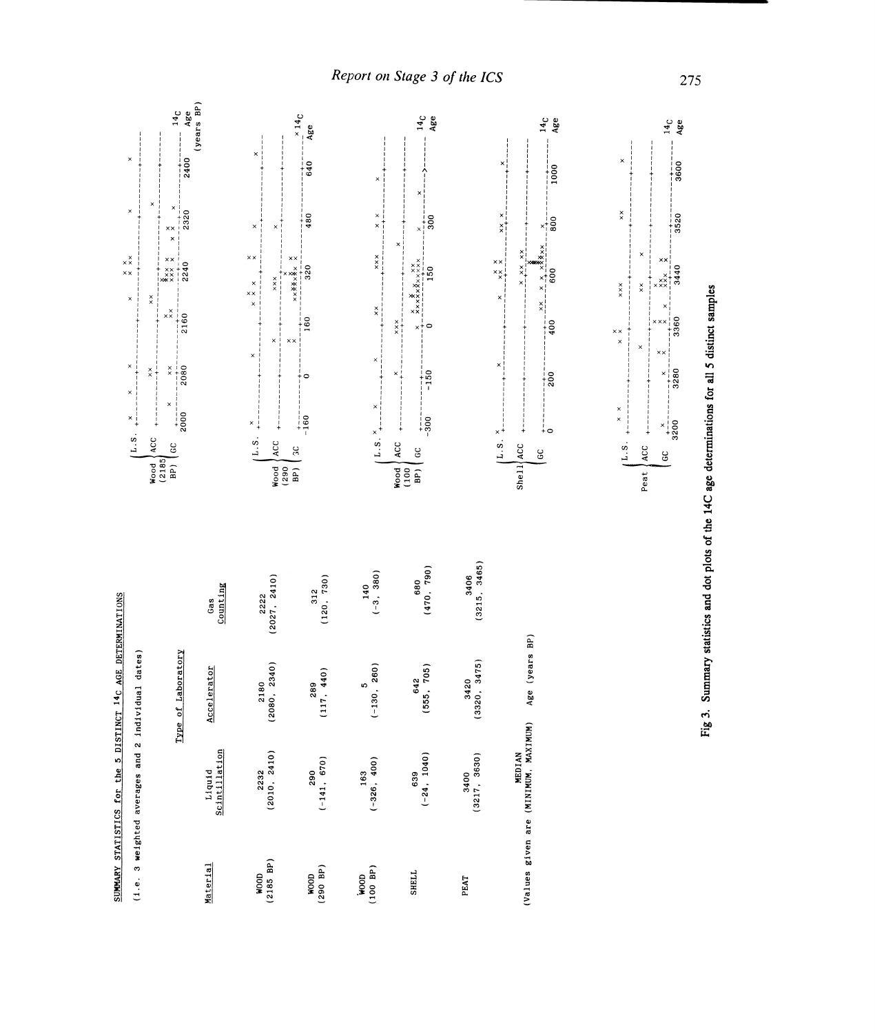## SUMMARY STATISTICS for the 5 DISTINCT $^{14}C$ AGE DETERMINATIONS

(i.e. 3 weighted averages and 2 individual dates)

| Material | Type of Laboratory | | |
|---|---|---|---|
| | Liquid Scintillation | Accelerator | Gas Counting |
| WOOD (2185 BP) | 2232 (2010, 2410) | 2180 (2080, 2340) | 2222 (2027, 2410) |
| WOOD (290 BP) | 290 (-141, 670) | 289 (117, 440) | 312 (120, 730) |
| WOOD (100 BP) | 163 (-326, 400) | 5 (-130, 260) | 140 (-3, 380) |
| SHELL | 639 (-24, 1040) | 642 (555, 705) | 680 (470, 790) |
| PEAT | 3400 (3217, 3630) | 3420 (3320, 3475) | 3406 (3215, 3465) |

(Values given are MEDIAN (MINIMUM, MAXIMUM) Age (years BP)

Fig 3. Summary statistics and dot plots of the 14C age determinations for all 5 distinct samples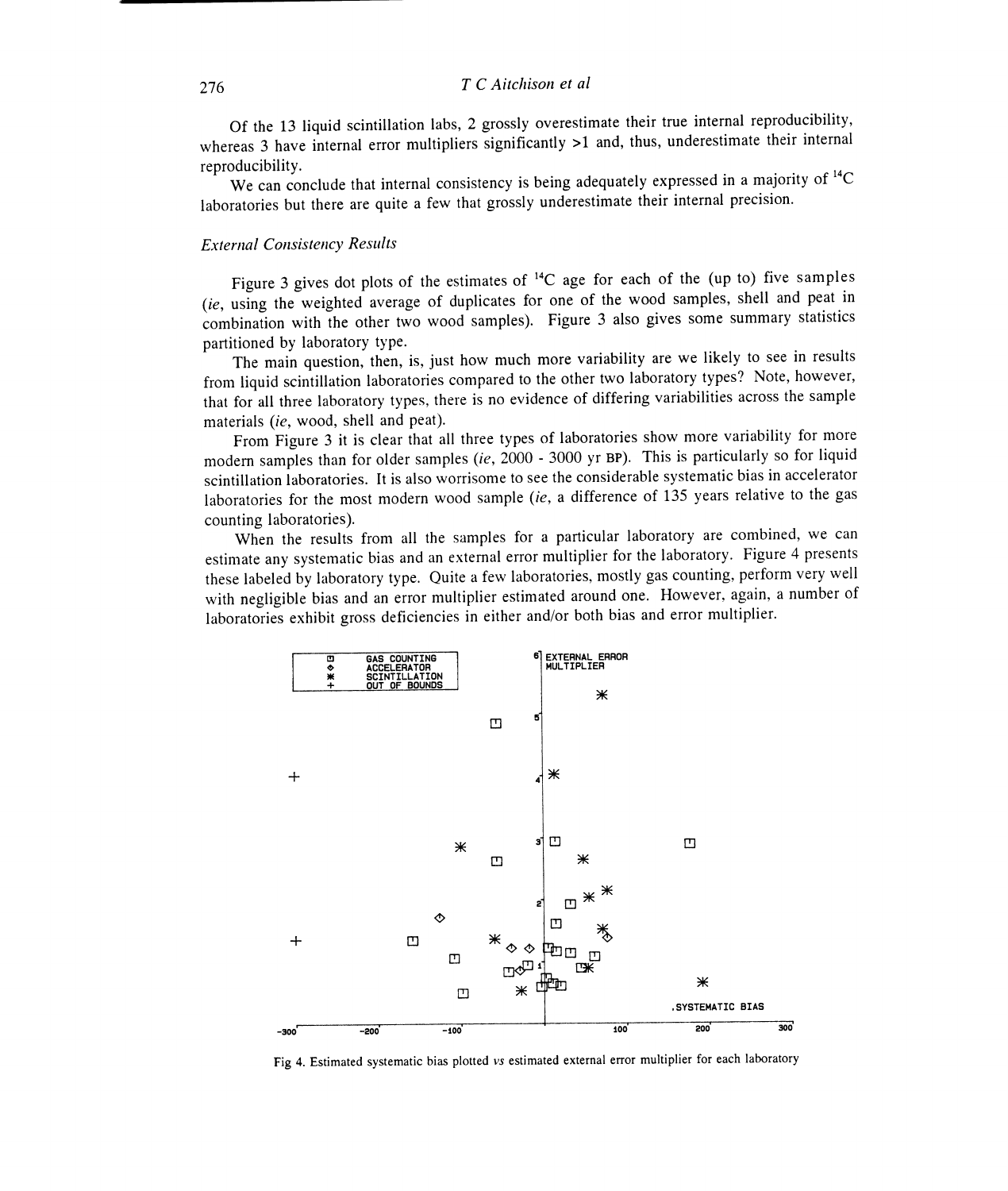Of the 13 liquid scintillation labs, 2 grossly overestimate their true internal reproducibility, whereas 3 have internal error multipliers significantly >1 and, thus, underestimate their internal reproducibility.

We can conclude that internal consistency is being adequately expressed in a majority of $^{14}C$ laboratories but there are quite a few that grossly underestimate their internal precision.

### *External Consistency Results*

Figure 3 gives dot plots of the estimates of $^{14}C$ age for each of the (up to) five samples (*ie*, using the weighted average of duplicates for one of the wood samples, shell and peat in combination with the other two wood samples). Figure 3 also gives some summary statistics partitioned by laboratory type.

The main question, then, is, just how much more variability are we likely to see in results from liquid scintillation laboratories compared to the other two laboratory types? Note, however, that for all three laboratory types, there is no evidence of differing variabilities across the sample materials (*ie*, wood, shell and peat).

From Figure 3 it is clear that all three types of laboratories show more variability for more modern samples than for older samples (*ie*, 2000 - 3000 yr BP). This is particularly so for liquid scintillation laboratories. It is also worrisome to see the considerable systematic bias in accelerator laboratories for the most modern wood sample (*ie*, a difference of 135 years relative to the gas counting laboratories).

When the results from all the samples for a particular laboratory are combined, we can estimate any systematic bias and an external error multiplier for the laboratory. Figure 4 presents these labeled by laboratory type. Quite a few laboratories, mostly gas counting, perform very well with negligible bias and an error multiplier estimated around one. However, again, a number of laboratories exhibit gross deficiencies in either and/or both bias and error multiplier.

Fig 4. Estimated systematic bias plotted *vs* estimated external error multiplier for each laboratory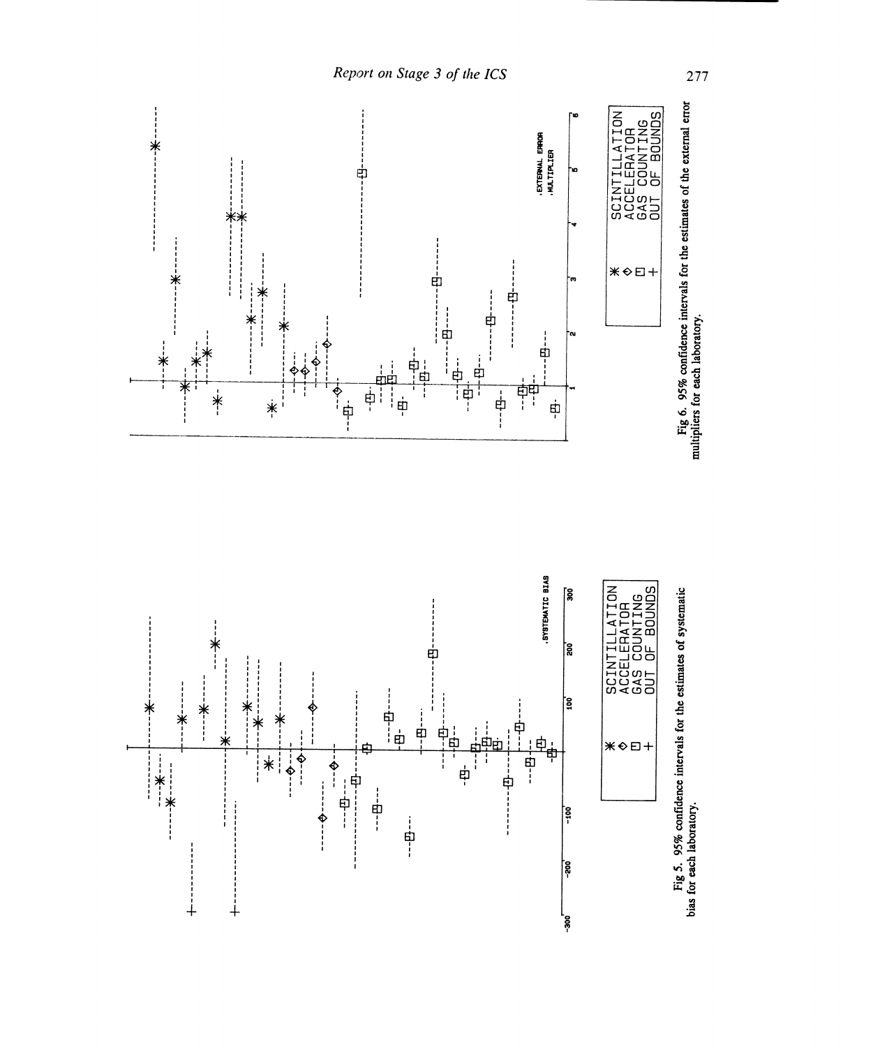**Fig 5.** 95% confidence intervals for the estimates of systematic bias for each laboratory.

**Fig 6.** 95% confidence intervals for the estimates of the external error multipliers for each laboratory.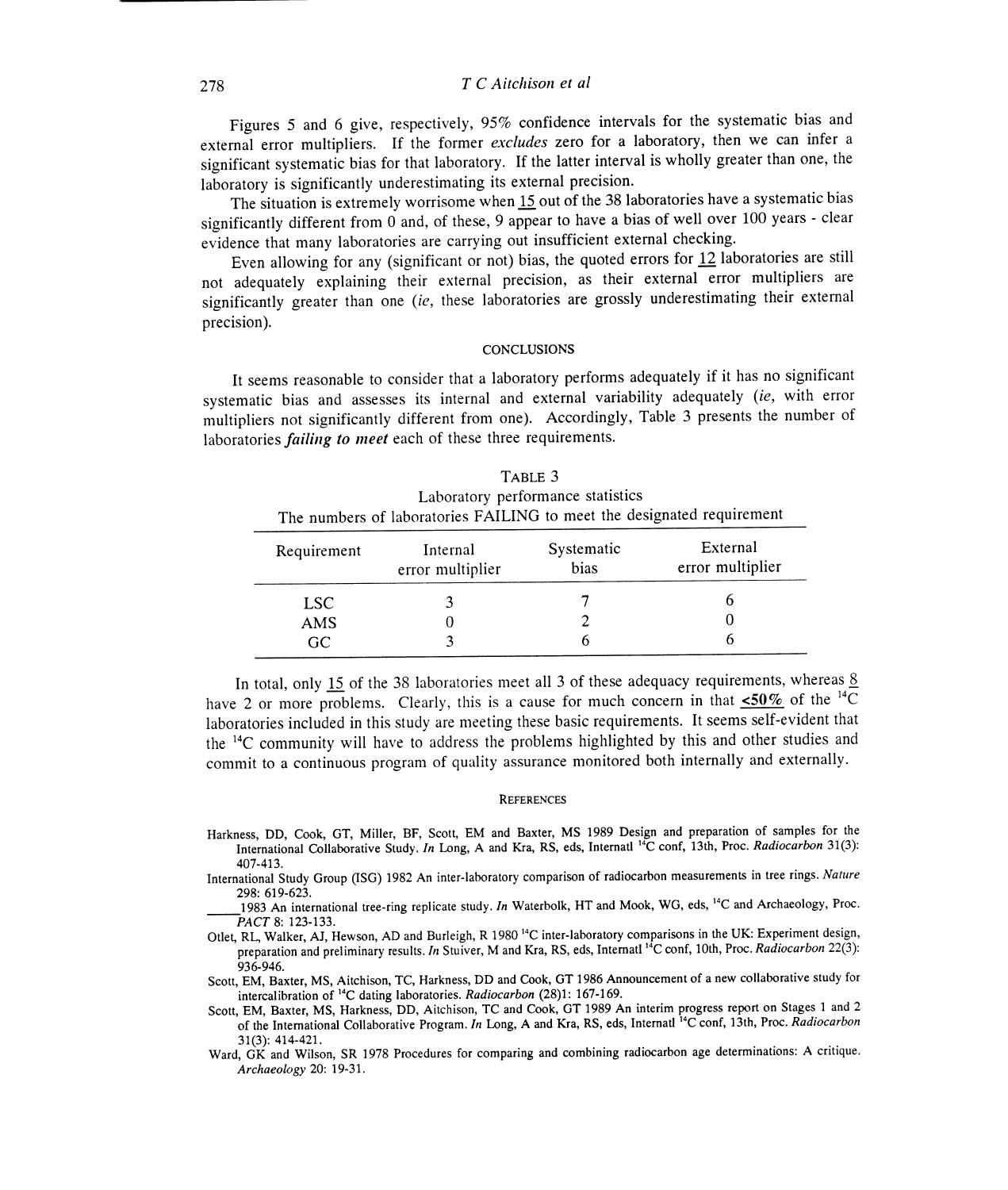Figures 5 and 6 give, respectively, 95% confidence intervals for the systematic bias and external error multipliers. If the former *excludes* zero for a laboratory, then we can infer a significant systematic bias for that laboratory. If the latter interval is wholly greater than one, the laboratory is significantly underestimating its external precision.

The situation is extremely worrisome when 15 out of the 38 laboratories have a systematic bias significantly different from 0 and, of these, 9 appear to have a bias of well over 100 years - clear evidence that many laboratories are carrying out insufficient external checking.

Even allowing for any (significant or not) bias, the quoted errors for 12 laboratories are still not adequately explaining their external precision, as their external error multipliers are significantly greater than one (*ie*, these laboratories are grossly underestimating their external precision).

## CONCLUSIONS

It seems reasonable to consider that a laboratory performs adequately if it has no significant systematic bias and assesses its internal and external variability adequately (*ie*, with error multipliers not significantly different from one). Accordingly, Table 3 presents the number of laboratories ***failing to meet*** each of these three requirements.

TABLE 3
Laboratory performance statistics
The numbers of laboratories FAILING to meet the designated requirement

| Requirement | Internal error multiplier | Systematic bias | External error multiplier |
|---|---|---|---|
| LSC | 3 | 7 | 6 |
| AMS | 0 | 2 | 0 |
| GC | 3 | 6 | 6 |

In total, only 15 of the 38 laboratories meet all 3 of these adequacy requirements, whereas 8 have 2 or more problems. Clearly, this is a cause for much concern in that **<50%** of the $^{14}C$ laboratories included in this study are meeting these basic requirements. It seems self-evident that the $^{14}C$ community will have to address the problems highlighted by this and other studies and commit to a continuous program of quality assurance monitored both internally and externally.

## REFERENCES

Harkness, DD, Cook, GT, Miller, BF, Scott, EM and Baxter, MS 1989 Design and preparation of samples for the International Collaborative Study. *In* Long, A and Kra, RS, eds, Internatl $^{14}C$ conf, 13th, Proc. *Radiocarbon* 31(3): 407-413.

International Study Group (ISG) 1982 An inter-laboratory comparison of radiocarbon measurements in tree rings. *Nature* 298: 619-623.

_____ 1983 An international tree-ring replicate study. *In* Waterbolk, HT and Mook, WG, eds, $^{14}C$ and Archaeology, Proc. *PACT* 8: 123-133.

Otlet, RL, Walker, AJ, Hewson, AD and Burleigh, R 1980 $^{14}C$ inter-laboratory comparisons in the UK: Experiment design, preparation and preliminary results. *In* Stuiver, M and Kra, RS, eds, Internatl $^{14}C$ conf, 10th, Proc. *Radiocarbon* 22(3): 936-946.

Scott, EM, Baxter, MS, Aitchison, TC, Harkness, DD and Cook, GT 1986 Announcement of a new collaborative study for intercalibration of $^{14}C$ dating laboratories. *Radiocarbon* (28)1: 167-169.

Scott, EM, Baxter, MS, Harkness, DD, Aitchison, TC and Cook, GT 1989 An interim progress report on Stages 1 and 2 of the International Collaborative Program. *In* Long, A and Kra, RS, eds, Internatl $^{14}C$ conf, 13th, Proc. *Radiocarbon* 31(3): 414-421.

Ward, GK and Wilson, SR 1978 Procedures for comparing and combining radiocarbon age determinations: A critique. *Archaeology* 20: 19-31.